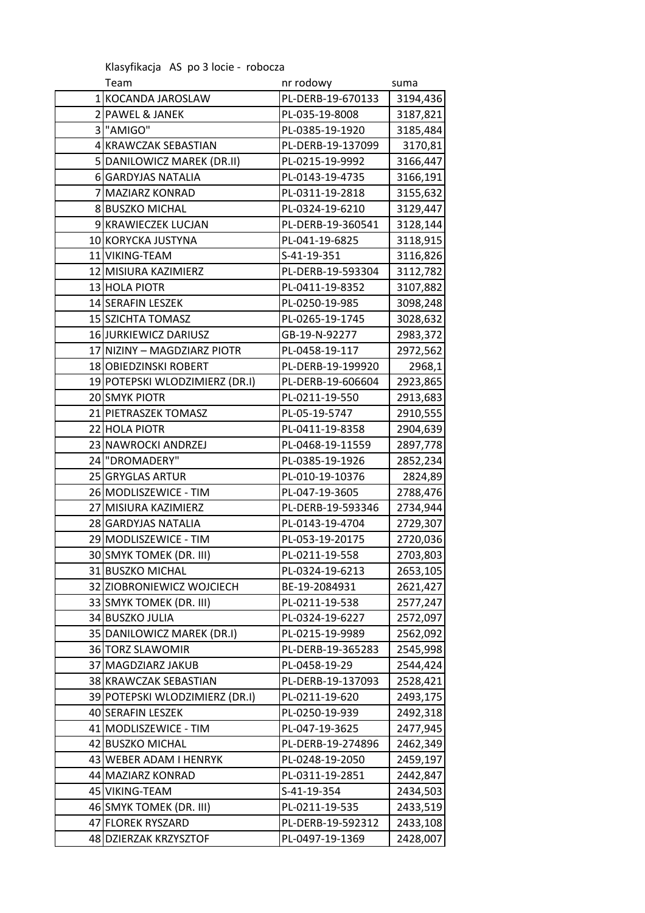Klasyfikacja AS po 3 locie - robocza

| | Team | nr rodowy | suma |
|---|---|---|---|
| 1 | KOCANDA JAROSLAW | PL-DERB-19-670133 | 3194,436 |
| 2 | PAWEL & JANEK | PL-035-19-8008 | 3187,821 |
| 3 | "AMIGO" | PL-0385-19-1920 | 3185,484 |
| 4 | KRAWCZAK SEBASTIAN | PL-DERB-19-137099 | 3170,81 |
| 5 | DANILOWICZ MAREK (DR.II) | PL-0215-19-9992 | 3166,447 |
| 6 | GARDYJAS NATALIA | PL-0143-19-4735 | 3166,191 |
| 7 | MAZIARZ KONRAD | PL-0311-19-2818 | 3155,632 |
| 8 | BUSZKO MICHAL | PL-0324-19-6210 | 3129,447 |
| 9 | KRAWIECZEK LUCJAN | PL-DERB-19-360541 | 3128,144 |
| 10 | KORYCKA JUSTYNA | PL-041-19-6825 | 3118,915 |
| 11 | VIKING-TEAM | S-41-19-351 | 3116,826 |
| 12 | MISIURA KAZIMIERZ | PL-DERB-19-593304 | 3112,782 |
| 13 | HOLA PIOTR | PL-0411-19-8352 | 3107,882 |
| 14 | SERAFIN LESZEK | PL-0250-19-985 | 3098,248 |
| 15 | SZICHTA TOMASZ | PL-0265-19-1745 | 3028,632 |
| 16 | JURKIEWICZ DARIUSZ | GB-19-N-92277 | 2983,372 |
| 17 | NIZINY – MAGDZIARZ PIOTR | PL-0458-19-117 | 2972,562 |
| 18 | OBIEDZINSKI ROBERT | PL-DERB-19-199920 | 2968,1 |
| 19 | POTEPSKI WLODZIMIERZ (DR.I) | PL-DERB-19-606604 | 2923,865 |
| 20 | SMYK PIOTR | PL-0211-19-550 | 2913,683 |
| 21 | PIETRASZEK TOMASZ | PL-05-19-5747 | 2910,555 |
| 22 | HOLA PIOTR | PL-0411-19-8358 | 2904,639 |
| 23 | NAWROCKI ANDRZEJ | PL-0468-19-11559 | 2897,778 |
| 24 | "DROMADERY" | PL-0385-19-1926 | 2852,234 |
| 25 | GRYGLAS ARTUR | PL-010-19-10376 | 2824,89 |
| 26 | MODLISZEWICE - TIM | PL-047-19-3605 | 2788,476 |
| 27 | MISIURA KAZIMIERZ | PL-DERB-19-593346 | 2734,944 |
| 28 | GARDYJAS NATALIA | PL-0143-19-4704 | 2729,307 |
| 29 | MODLISZEWICE - TIM | PL-053-19-20175 | 2720,036 |
| 30 | SMYK TOMEK (DR. III) | PL-0211-19-558 | 2703,803 |
| 31 | BUSZKO MICHAL | PL-0324-19-6213 | 2653,105 |
| 32 | ZIOBRONIEWICZ WOJCIECH | BE-19-2084931 | 2621,427 |
| 33 | SMYK TOMEK (DR. III) | PL-0211-19-538 | 2577,247 |
| 34 | BUSZKO JULIA | PL-0324-19-6227 | 2572,097 |
| 35 | DANILOWICZ MAREK (DR.I) | PL-0215-19-9989 | 2562,092 |
| 36 | TORZ SLAWOMIR | PL-DERB-19-365283 | 2545,998 |
| 37 | MAGDZIARZ JAKUB | PL-0458-19-29 | 2544,424 |
| 38 | KRAWCZAK SEBASTIAN | PL-DERB-19-137093 | 2528,421 |
| 39 | POTEPSKI WLODZIMIERZ (DR.I) | PL-0211-19-620 | 2493,175 |
| 40 | SERAFIN LESZEK | PL-0250-19-939 | 2492,318 |
| 41 | MODLISZEWICE - TIM | PL-047-19-3625 | 2477,945 |
| 42 | BUSZKO MICHAL | PL-DERB-19-274896 | 2462,349 |
| 43 | WEBER ADAM I HENRYK | PL-0248-19-2050 | 2459,197 |
| 44 | MAZIARZ KONRAD | PL-0311-19-2851 | 2442,847 |
| 45 | VIKING-TEAM | S-41-19-354 | 2434,503 |
| 46 | SMYK TOMEK (DR. III) | PL-0211-19-535 | 2433,519 |
| 47 | FLOREK RYSZARD | PL-DERB-19-592312 | 2433,108 |
| 48 | DZIERZAK KRZYSZTOF | PL-0497-19-1369 | 2428,007 |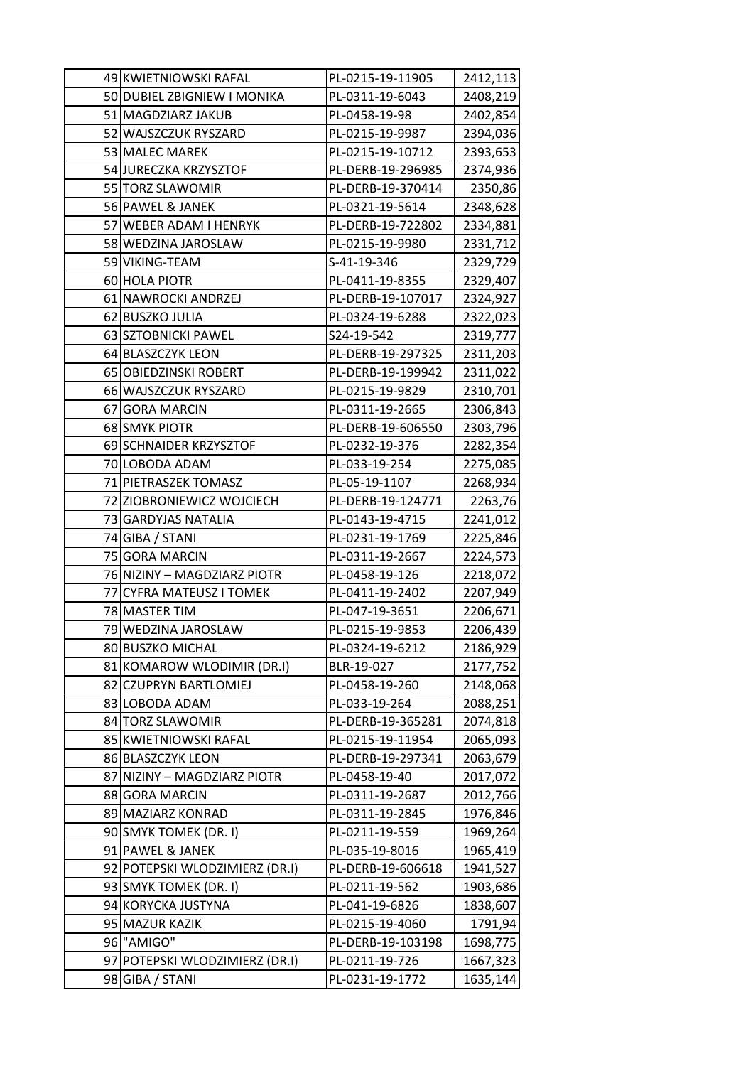| | | | |
|---|---|---|---|
| 49 | KWIETNIOWSKI RAFAL | PL-0215-19-11905 | 2412,113 |
| 50 | DUBIEL ZBIGNIEW I MONIKA | PL-0311-19-6043 | 2408,219 |
| 51 | MAGDZIARZ JAKUB | PL-0458-19-98 | 2402,854 |
| 52 | WAJSZCZUK RYSZARD | PL-0215-19-9987 | 2394,036 |
| 53 | MALEC MAREK | PL-0215-19-10712 | 2393,653 |
| 54 | JURECZKA KRZYSZTOF | PL-DERB-19-296985 | 2374,936 |
| 55 | TORZ SLAWOMIR | PL-DERB-19-370414 | 2350,86 |
| 56 | PAWEL & JANEK | PL-0321-19-5614 | 2348,628 |
| 57 | WEBER ADAM I HENRYK | PL-DERB-19-722802 | 2334,881 |
| 58 | WEDZINA JAROSLAW | PL-0215-19-9980 | 2331,712 |
| 59 | VIKING-TEAM | S-41-19-346 | 2329,729 |
| 60 | HOLA PIOTR | PL-0411-19-8355 | 2329,407 |
| 61 | NAWROCKI ANDRZEJ | PL-DERB-19-107017 | 2324,927 |
| 62 | BUSZKO JULIA | PL-0324-19-6288 | 2322,023 |
| 63 | SZTOBNICKI PAWEL | S24-19-542 | 2319,777 |
| 64 | BLASZCZYK LEON | PL-DERB-19-297325 | 2311,203 |
| 65 | OBIEDZINSKI ROBERT | PL-DERB-19-199942 | 2311,022 |
| 66 | WAJSZCZUK RYSZARD | PL-0215-19-9829 | 2310,701 |
| 67 | GORA MARCIN | PL-0311-19-2665 | 2306,843 |
| 68 | SMYK PIOTR | PL-DERB-19-606550 | 2303,796 |
| 69 | SCHNAIDER KRZYSZTOF | PL-0232-19-376 | 2282,354 |
| 70 | LOBODA ADAM | PL-033-19-254 | 2275,085 |
| 71 | PIETRASZEK TOMASZ | PL-05-19-1107 | 2268,934 |
| 72 | ZIOBRONIEWICZ WOJCIECH | PL-DERB-19-124771 | 2263,76 |
| 73 | GARDYJAS NATALIA | PL-0143-19-4715 | 2241,012 |
| 74 | GIBA / STANI | PL-0231-19-1769 | 2225,846 |
| 75 | GORA MARCIN | PL-0311-19-2667 | 2224,573 |
| 76 | NIZINY – MAGDZIARZ PIOTR | PL-0458-19-126 | 2218,072 |
| 77 | CYFRA MATEUSZ I TOMEK | PL-0411-19-2402 | 2207,949 |
| 78 | MASTER TIM | PL-047-19-3651 | 2206,671 |
| 79 | WEDZINA JAROSLAW | PL-0215-19-9853 | 2206,439 |
| 80 | BUSZKO MICHAL | PL-0324-19-6212 | 2186,929 |
| 81 | KOMAROW WLODIMIR (DR.I) | BLR-19-027 | 2177,752 |
| 82 | CZUPRYN BARTLOMIEJ | PL-0458-19-260 | 2148,068 |
| 83 | LOBODA ADAM | PL-033-19-264 | 2088,251 |
| 84 | TORZ SLAWOMIR | PL-DERB-19-365281 | 2074,818 |
| 85 | KWIETNIOWSKI RAFAL | PL-0215-19-11954 | 2065,093 |
| 86 | BLASZCZYK LEON | PL-DERB-19-297341 | 2063,679 |
| 87 | NIZINY – MAGDZIARZ PIOTR | PL-0458-19-40 | 2017,072 |
| 88 | GORA MARCIN | PL-0311-19-2687 | 2012,766 |
| 89 | MAZIARZ KONRAD | PL-0311-19-2845 | 1976,846 |
| 90 | SMYK TOMEK (DR. I) | PL-0211-19-559 | 1969,264 |
| 91 | PAWEL & JANEK | PL-035-19-8016 | 1965,419 |
| 92 | POTEPSKI WLODZIMIERZ (DR.I) | PL-DERB-19-606618 | 1941,527 |
| 93 | SMYK TOMEK (DR. I) | PL-0211-19-562 | 1903,686 |
| 94 | KORYCKA JUSTYNA | PL-041-19-6826 | 1838,607 |
| 95 | MAZUR KAZIK | PL-0215-19-4060 | 1791,94 |
| 96 | "AMIGO" | PL-DERB-19-103198 | 1698,775 |
| 97 | POTEPSKI WLODZIMIERZ (DR.I) | PL-0211-19-726 | 1667,323 |
| 98 | GIBA / STANI | PL-0231-19-1772 | 1635,144 |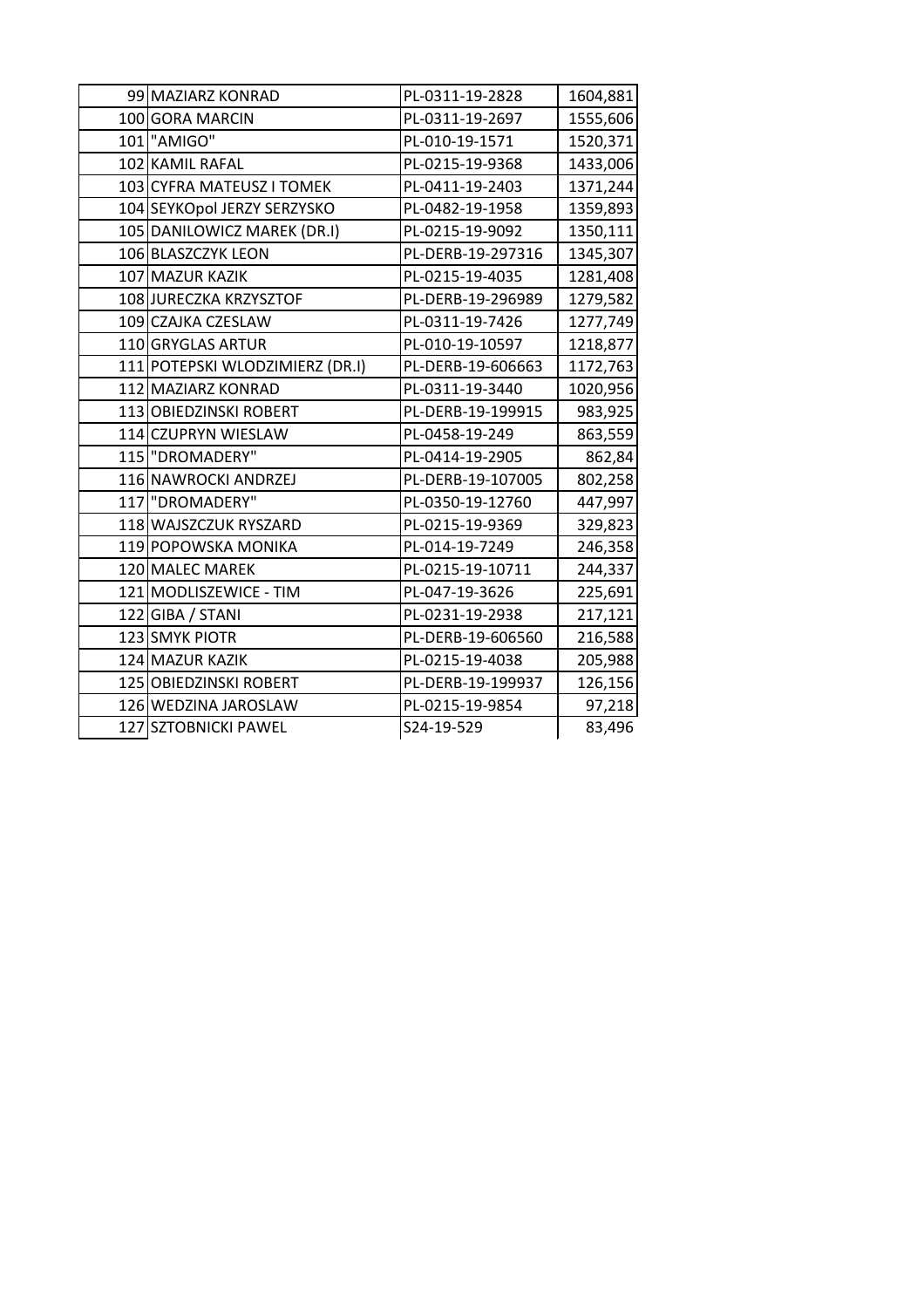| | | | |
|---|---|---|---|
| 99 | MAZIARZ KONRAD | PL-0311-19-2828 | 1604,881 |
| 100 | GORA MARCIN | PL-0311-19-2697 | 1555,606 |
| 101 | "AMIGO" | PL-010-19-1571 | 1520,371 |
| 102 | KAMIL RAFAL | PL-0215-19-9368 | 1433,006 |
| 103 | CYFRA MATEUSZ I TOMEK | PL-0411-19-2403 | 1371,244 |
| 104 | SEYKOpol JERZY SERZYSKO | PL-0482-19-1958 | 1359,893 |
| 105 | DANILOWICZ MAREK (DR.I) | PL-0215-19-9092 | 1350,111 |
| 106 | BLASZCZYK LEON | PL-DERB-19-297316 | 1345,307 |
| 107 | MAZUR KAZIK | PL-0215-19-4035 | 1281,408 |
| 108 | JURECZKA KRZYSZTOF | PL-DERB-19-296989 | 1279,582 |
| 109 | CZAJKA CZESLAW | PL-0311-19-7426 | 1277,749 |
| 110 | GRYGLAS ARTUR | PL-010-19-10597 | 1218,877 |
| 111 | POTEPSKI WLODZIMIERZ (DR.I) | PL-DERB-19-606663 | 1172,763 |
| 112 | MAZIARZ KONRAD | PL-0311-19-3440 | 1020,956 |
| 113 | OBIEDZINSKI ROBERT | PL-DERB-19-199915 | 983,925 |
| 114 | CZUPRYN WIESLAW | PL-0458-19-249 | 863,559 |
| 115 | "DROMADERY" | PL-0414-19-2905 | 862,84 |
| 116 | NAWROCKI ANDRZEJ | PL-DERB-19-107005 | 802,258 |
| 117 | "DROMADERY" | PL-0350-19-12760 | 447,997 |
| 118 | WAJSZCZUK RYSZARD | PL-0215-19-9369 | 329,823 |
| 119 | POPOWSKA MONIKA | PL-014-19-7249 | 246,358 |
| 120 | MALEC MAREK | PL-0215-19-10711 | 244,337 |
| 121 | MODLISZEWICE - TIM | PL-047-19-3626 | 225,691 |
| 122 | GIBA / STANI | PL-0231-19-2938 | 217,121 |
| 123 | SMYK PIOTR | PL-DERB-19-606560 | 216,588 |
| 124 | MAZUR KAZIK | PL-0215-19-4038 | 205,988 |
| 125 | OBIEDZINSKI ROBERT | PL-DERB-19-199937 | 126,156 |
| 126 | WEDZINA JAROSLAW | PL-0215-19-9854 | 97,218 |
| 127 | SZTOBNICKI PAWEL | S24-19-529 | 83,496 |